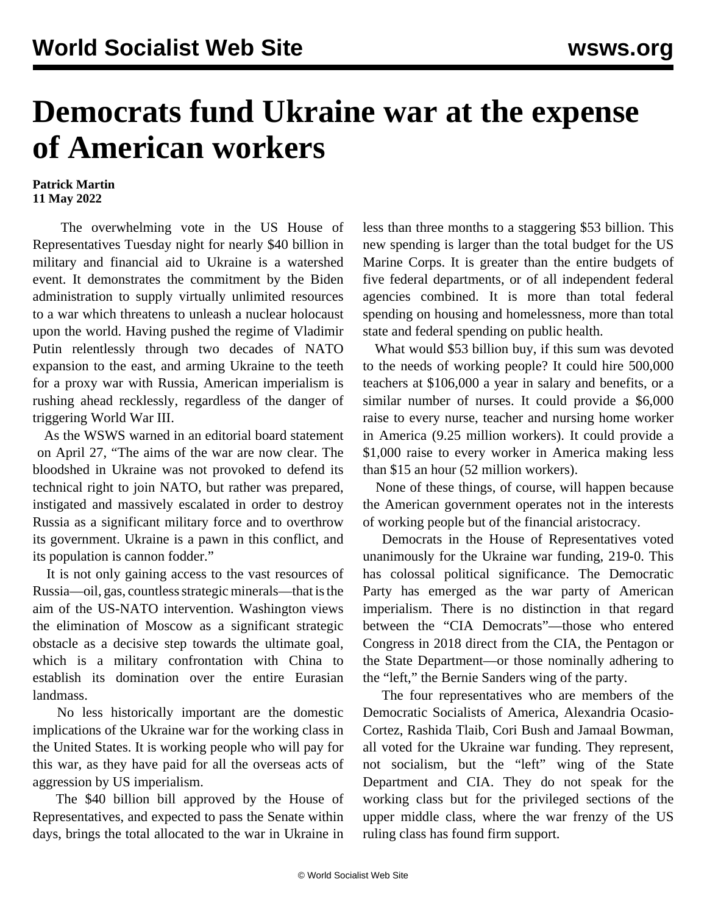# Democrats fund Ukraine war at the expense of American workers

**Patrick Martin**
**11 May 2022**

The overwhelming vote in the US House of Representatives Tuesday night for nearly $40 billion in military and financial aid to Ukraine is a watershed event. It demonstrates the commitment by the Biden administration to supply virtually unlimited resources to a war which threatens to unleash a nuclear holocaust upon the world. Having pushed the regime of Vladimir Putin relentlessly through two decades of NATO expansion to the east, and arming Ukraine to the teeth for a proxy war with Russia, American imperialism is rushing ahead recklessly, regardless of the danger of triggering World War III.

As the WSWS warned in an editorial board statement on April 27, "The aims of the war are now clear. The bloodshed in Ukraine was not provoked to defend its technical right to join NATO, but rather was prepared, instigated and massively escalated in order to destroy Russia as a significant military force and to overthrow its government. Ukraine is a pawn in this conflict, and its population is cannon fodder."

It is not only gaining access to the vast resources of Russia—oil, gas, countless strategic minerals—that is the aim of the US-NATO intervention. Washington views the elimination of Moscow as a significant strategic obstacle as a decisive step towards the ultimate goal, which is a military confrontation with China to establish its domination over the entire Eurasian landmass.

No less historically important are the domestic implications of the Ukraine war for the working class in the United States. It is working people who will pay for this war, as they have paid for all the overseas acts of aggression by US imperialism.

The $40 billion bill approved by the House of Representatives, and expected to pass the Senate within days, brings the total allocated to the war in Ukraine in less than three months to a staggering $53 billion. This new spending is larger than the total budget for the US Marine Corps. It is greater than the entire budgets of five federal departments, or of all independent federal agencies combined. It is more than total federal spending on housing and homelessness, more than total state and federal spending on public health.

What would $53 billion buy, if this sum was devoted to the needs of working people? It could hire 500,000 teachers at $106,000 a year in salary and benefits, or a similar number of nurses. It could provide a $6,000 raise to every nurse, teacher and nursing home worker in America (9.25 million workers). It could provide a $1,000 raise to every worker in America making less than $15 an hour (52 million workers).

None of these things, of course, will happen because the American government operates not in the interests of working people but of the financial aristocracy.

Democrats in the House of Representatives voted unanimously for the Ukraine war funding, 219-0. This has colossal political significance. The Democratic Party has emerged as the war party of American imperialism. There is no distinction in that regard between the "CIA Democrats"—those who entered Congress in 2018 direct from the CIA, the Pentagon or the State Department—or those nominally adhering to the "left," the Bernie Sanders wing of the party.

The four representatives who are members of the Democratic Socialists of America, Alexandria Ocasio-Cortez, Rashida Tlaib, Cori Bush and Jamaal Bowman, all voted for the Ukraine war funding. They represent, not socialism, but the "left" wing of the State Department and CIA. They do not speak for the working class but for the privileged sections of the upper middle class, where the war frenzy of the US ruling class has found firm support.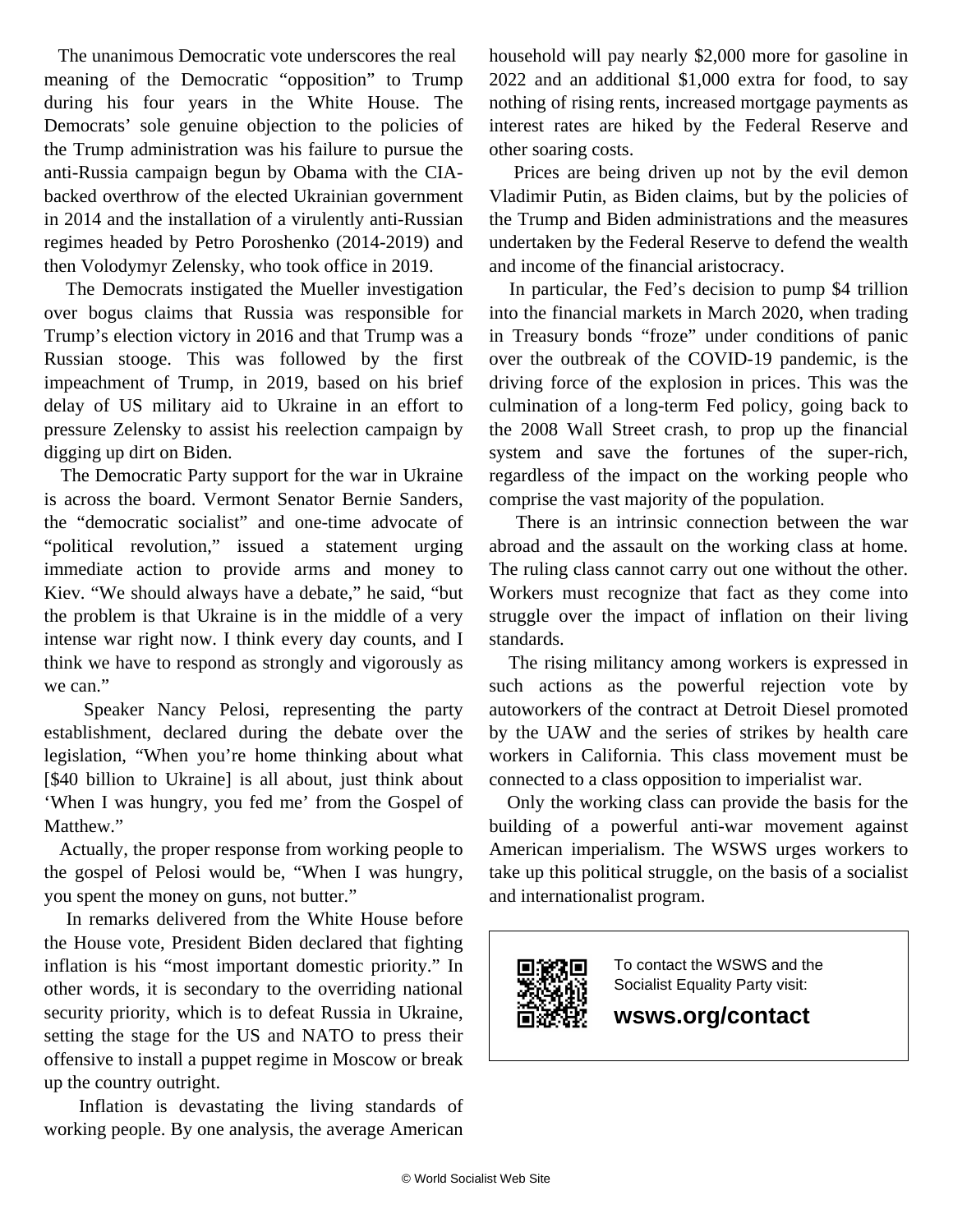The unanimous Democratic vote underscores the real meaning of the Democratic "opposition" to Trump during his four years in the White House. The Democrats' sole genuine objection to the policies of the Trump administration was his failure to pursue the anti-Russia campaign begun by Obama with the CIA-backed overthrow of the elected Ukrainian government in 2014 and the installation of a virulently anti-Russian regimes headed by Petro Poroshenko (2014-2019) and then Volodymyr Zelensky, who took office in 2019.

The Democrats instigated the Mueller investigation over bogus claims that Russia was responsible for Trump's election victory in 2016 and that Trump was a Russian stooge. This was followed by the first impeachment of Trump, in 2019, based on his brief delay of US military aid to Ukraine in an effort to pressure Zelensky to assist his reelection campaign by digging up dirt on Biden.

The Democratic Party support for the war in Ukraine is across the board. Vermont Senator Bernie Sanders, the "democratic socialist" and one-time advocate of "political revolution," issued a statement urging immediate action to provide arms and money to Kiev. "We should always have a debate," he said, "but the problem is that Ukraine is in the middle of a very intense war right now. I think every day counts, and I think we have to respond as strongly and vigorously as we can."

Speaker Nancy Pelosi, representing the party establishment, declared during the debate over the legislation, "When you're home thinking about what [$40 billion to Ukraine] is all about, just think about 'When I was hungry, you fed me' from the Gospel of Matthew."

Actually, the proper response from working people to the gospel of Pelosi would be, "When I was hungry, you spent the money on guns, not butter."

In remarks delivered from the White House before the House vote, President Biden declared that fighting inflation is his "most important domestic priority." In other words, it is secondary to the overriding national security priority, which is to defeat Russia in Ukraine, setting the stage for the US and NATO to press their offensive to install a puppet regime in Moscow or break up the country outright.

Inflation is devastating the living standards of working people. By one analysis, the average American household will pay nearly $2,000 more for gasoline in 2022 and an additional $1,000 extra for food, to say nothing of rising rents, increased mortgage payments as interest rates are hiked by the Federal Reserve and other soaring costs.

Prices are being driven up not by the evil demon Vladimir Putin, as Biden claims, but by the policies of the Trump and Biden administrations and the measures undertaken by the Federal Reserve to defend the wealth and income of the financial aristocracy.

In particular, the Fed's decision to pump $4 trillion into the financial markets in March 2020, when trading in Treasury bonds "froze" under conditions of panic over the outbreak of the COVID-19 pandemic, is the driving force of the explosion in prices. This was the culmination of a long-term Fed policy, going back to the 2008 Wall Street crash, to prop up the financial system and save the fortunes of the super-rich, regardless of the impact on the working people who comprise the vast majority of the population.

There is an intrinsic connection between the war abroad and the assault on the working class at home. The ruling class cannot carry out one without the other. Workers must recognize that fact as they come into struggle over the impact of inflation on their living standards.

The rising militancy among workers is expressed in such actions as the powerful rejection vote by autoworkers of the contract at Detroit Diesel promoted by the UAW and the series of strikes by health care workers in California. This class movement must be connected to a class opposition to imperialist war.

Only the working class can provide the basis for the building of a powerful anti-war movement against American imperialism. The WSWS urges workers to take up this political struggle, on the basis of a socialist and internationalist program.

To contact the WSWS and the Socialist Equality Party visit:

**wsws.org/contact**